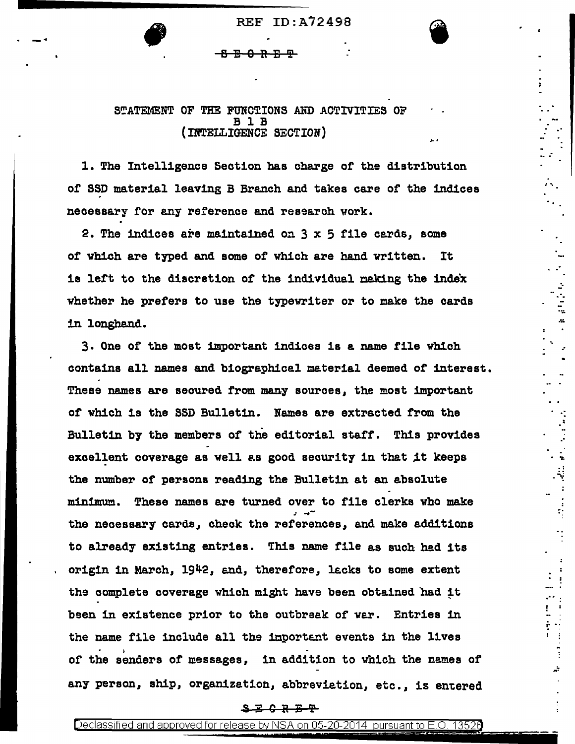SECRET

## STATEMENT OF THE FUNCTIONS AND ACTIVITIES OF B 1 B (INTELLIGENCE SECTION)

1. The Intelligence Section has charge of the distribution of SSD material leaving B Branch and takes care of the indices necessary for any reference and research work.

2. The indices are maintained on 3 x 5 file cards, some of which are typed and some of which are hand written. It is left to the discretion of the individual making the index whether he prefers to use the typewriter or to make the cards in longhand.

3. One of the most important indices is a name file which contains all names and biographical material deemed of interest. These names are secured from many sources, the most important of which is the SSD Bulletin. Names are extracted from the Bulletin by the members of the editorial staff. This provides excellent coverage as well as good security in that it keeps the number of persons reading the Bulletin at an absolute minimum. These names are turned over to file clerks who make the necessary cards, check the references, and make additions to already existing entries. This name file as such had its origin in March, 1942, and, therefore, lacks to some extent the complete coverage which might have been obtained had it been in existence prior to the outbreak of war. Entries in the name file include all the important events in the lives of the senders of messages, in addition to which the names of any person, ship, organization, abbreviation, etc., is entered

SECRET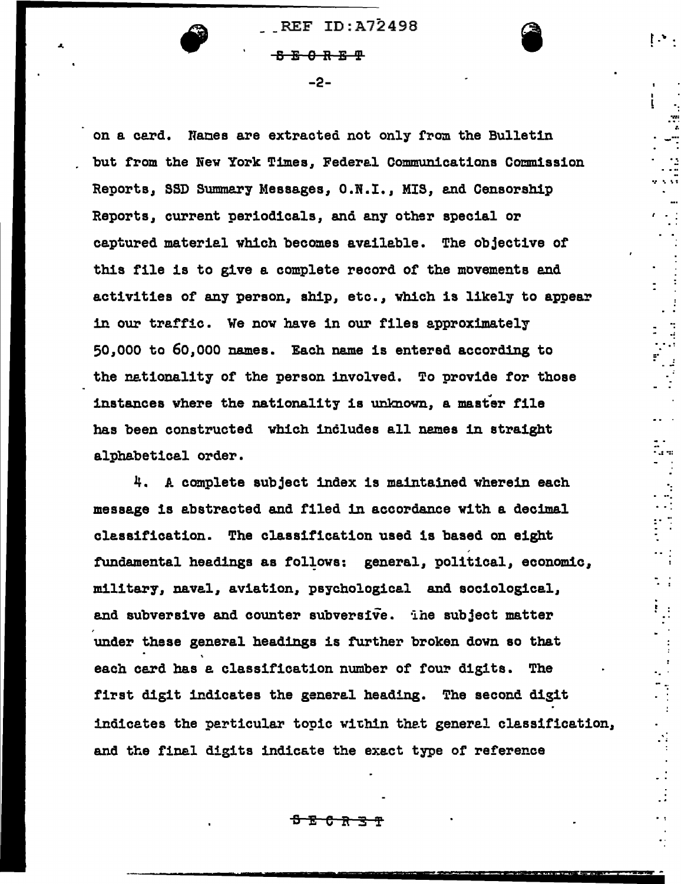on a card. Names are extracted not only from the Bulletin but from the New York Times, Federal Communications Commission Reports, SSD Summary Messages, O.N.I., MIS, and Censorship Reports, current periodicals, and any other special or captured material which becomes available. The objective of this file is to give a complete record of the movements and activities of any person, ship, etc., which is likely to appear in our traffic. We now have in our files approximately 50,000 to 60,000 names. Each name is entered according to the nationality of the person involved. To provide for those instances where the nationality is unknown, a master file has been constructed which includes all names in straight alphabetical order.

4. A complete subject index is maintained wherein each message is abstracted and filed in accordance with a decimal classification. The classification used is based on eight fundamental headings as follows: general, political, economic, military, naval, aviation, psychological and sociological, and subversive and counter subversive. The subject matter under these general headings is further broken down so that each card has a classification number of four digits. The first digit indicates the general heading. The second digit indicates the particular topic within that general classification, and the final digits indicate the exact type of reference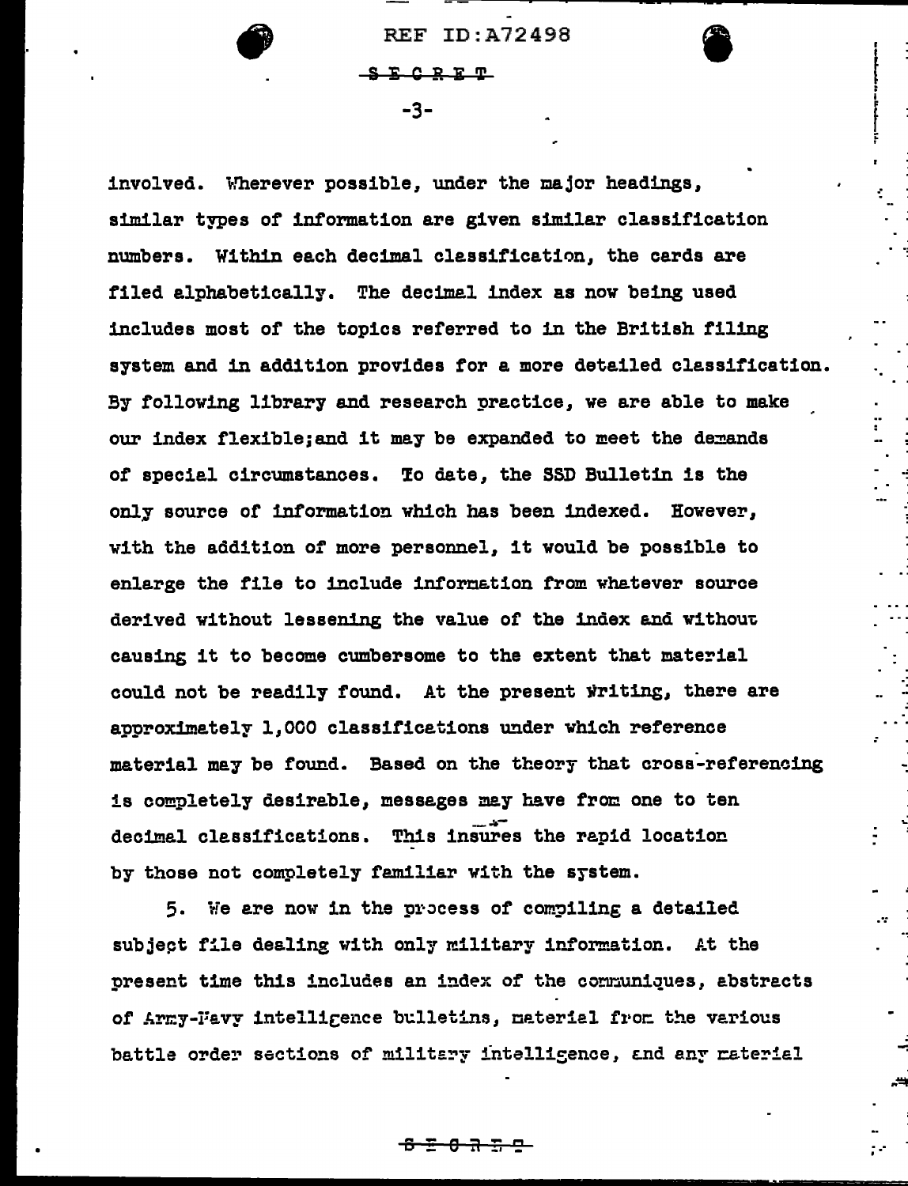involved. Wherever possible, under the major headings, similar types of information are given similar classification numbers. Within each decimal classification, the cards are filed alphabetically. The decimal index as now being used includes most of the topics referred to in the British filing system and in addition provides for a more detailed classification. By following library and research practice, we are able to make our index flexible;and it may be expanded to meet the demands of special circumstances. To date, the SSD Bulletin is the only source of information which has been indexed. However, with the addition of more personnel, it would be possible to enlarge the file to include information from whatever source derived without lessening the value of the index and without causing it to become cumbersome to the extent that material could not be readily found. At the present writing, there are approximately 1,000 classifications under which reference material may be found. Based on the theory that cross-referencing is completely desirable, messages may have from one to ten decimal classifications. This insures the rapid location by those not completely familiar with the system.

5. We are now in the process of compiling a detailed subject file dealing with only military information. At the present time this includes an index of the communiques, abstracts of Army-Navy intelligence bulletins, material from the various battle order sections of military intelligence, and any material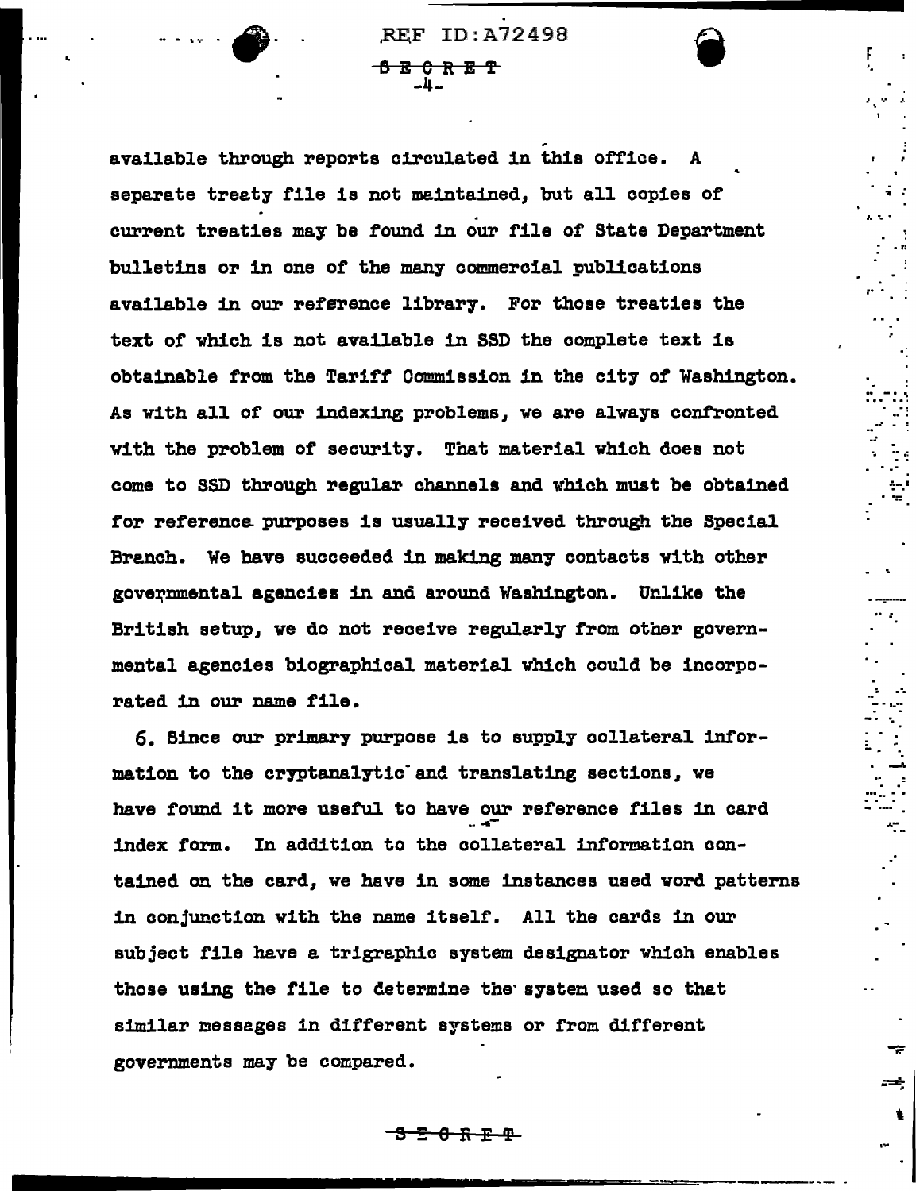available through reports circulated in this office. A separate treaty file is not maintained, but all copies of current treaties may be found in our file of State Department bulletins or in one of the many commercial publications available in our reference library. For those treaties the text of which is not available in SSD the complete text is obtainable from the Tariff Commission in the city of Washington. As with all of our indexing problems, we are always confronted with the problem of security. That material which does not come to SSD through regular channels and which must be obtained for reference purposes is usually received through the Special Branch. We have succeeded in making many contacts with other governmental agencies in and around Washington. Unlike the British setup, we do not receive regularly from other governmental agencies biographical material which could be incorporated in our name file.

6. Since our primary purpose is to supply collateral information to the cryptanalytic and translating sections, we have found it more useful to have our reference files in card index form. In addition to the collateral information contained on the card, we have in some instances used word patterns in conjunction with the name itself. All the cards in our subject file have a trigraphic system designator which enables those using the file to determine the system used so that similar messages in different systems or from different governments may be compared.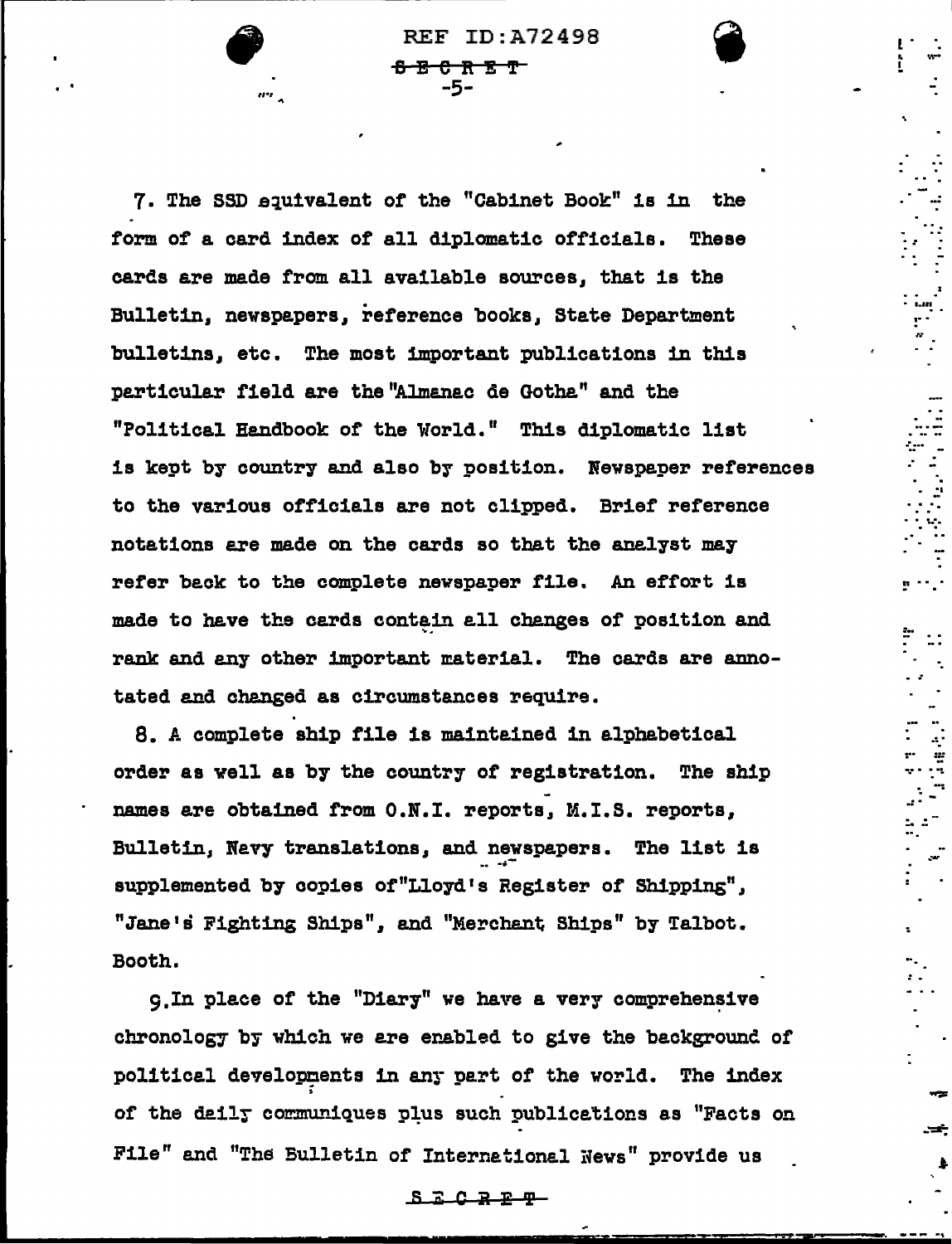7. The SSD equivalent of the "Cabinet Book" is in the form of a card index of all diplomatic officials. These cards are made from all available sources, that is the Bulletin, newspapers, reference books, State Department bulletins, etc. The most important publications in this particular field are the "Almanac de Gotha" and the "Political Handbook of the World." This diplomatic list is kept by country and also by position. Newspaper references to the various officials are not clipped. Brief reference notations are made on the cards so that the analyst may refer back to the complete newspaper file. An effort is made to have the cards contain all changes of position and rank and any other important material. The cards are annotated and changed as circumstances require.

8. A complete ship file is maintained in alphabetical order as well as by the country of registration. The ship names are obtained from O.N.I. reports, M.I.S. reports, Bulletin, Navy translations, and newspapers. The list is supplemented by copies of "Lloyd's Register of Shipping", "Jane's Fighting Ships", and "Merchant Ships" by Talbot. Booth.

9. In place of the "Diary" we have a very comprehensive chronology by which we are enabled to give the background of political developments in any part of the world. The index of the daily communiques plus such publications as "Facts on File" and "The Bulletin of International News" provide us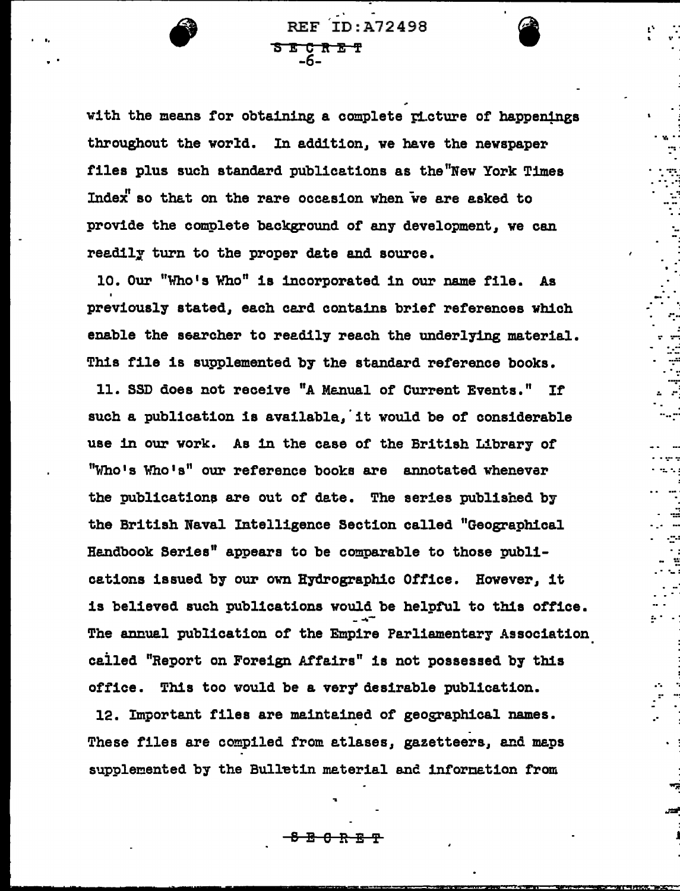with the means for obtaining a complete picture of happenings throughout the world. In addition, we have the newspaper files plus such standard publications as the "New York Times Index" so that on the rare occasion when we are asked to provide the complete background of any development, we can readily turn to the proper date and source.

10. Our "Who's Who" is incorporated in our name file. As previously stated, each card contains brief references which enable the searcher to readily reach the underlying material. This file is supplemented by the standard reference books.

11. SSD does not receive "A Manual of Current Events." If such a publication is available, it would be of considerable use in our work. As in the case of the British Library of "Who's Who's" our reference books are annotated whenever the publications are out of date. The series published by the British Naval Intelligence Section called "Geographical Handbook Series" appears to be comparable to those publications issued by our own Hydrographic Office. However, it is believed such publications would be helpful to this office. The annual publication of the Empire Parliamentary Association called "Report on Foreign Affairs" is not possessed by this office. This too would be a very desirable publication.

12. Important files are maintained of geographical names. These files are compiled from atlases, gazetteers, and maps supplemented by the Bulletin material and information from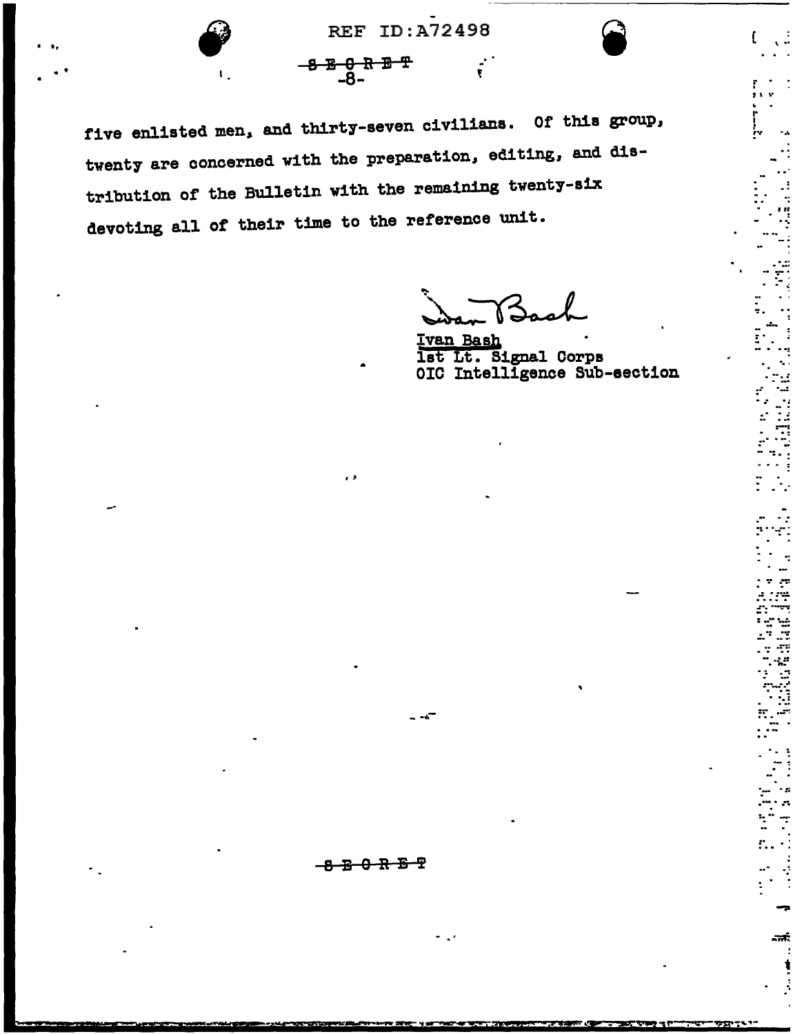five enlisted men, and thirty-seven civilians. Of this group, twenty are concerned with the preparation, editing, and distribution of the Bulletin with the remaining twenty-six devoting all of their time to the reference unit.

Ivan Bash
1st Lt. Signal Corps
OIC Intelligence Sub-section